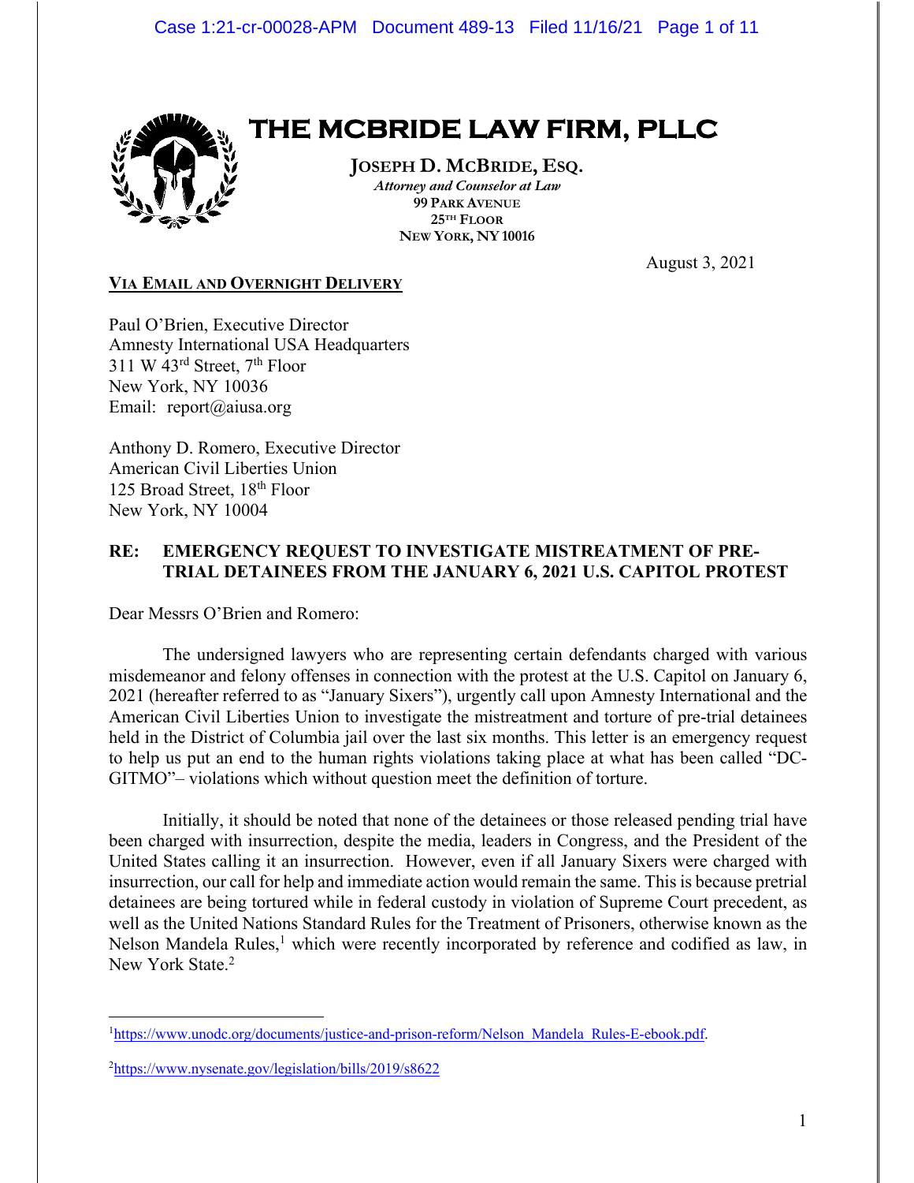# THE MCBRIDE LAW FIRM, PLLC

**JOSEPH D. MCBRIDE, ESQ.**
*Attorney and Counselor at Law*
**99 PARK AVENUE**
**25TH FLOOR**
**NEW YORK, NY 10016**

August 3, 2021

**VIA EMAIL AND OVERNIGHT DELIVERY**

Paul O'Brien, Executive Director
Amnesty International USA Headquarters
311 W 43rd Street, 7th Floor
New York, NY 10036
Email: report@aiusa.org

Anthony D. Romero, Executive Director
American Civil Liberties Union
125 Broad Street, 18th Floor
New York, NY 10004

**RE: EMERGENCY REQUEST TO INVESTIGATE MISTREATMENT OF PRE-TRIAL DETAINEES FROM THE JANUARY 6, 2021 U.S. CAPITOL PROTEST**

Dear Messrs O'Brien and Romero:

The undersigned lawyers who are representing certain defendants charged with various misdemeanor and felony offenses in connection with the protest at the U.S. Capitol on January 6, 2021 (hereafter referred to as "January Sixers"), urgently call upon Amnesty International and the American Civil Liberties Union to investigate the mistreatment and torture of pre-trial detainees held in the District of Columbia jail over the last six months. This letter is an emergency request to help us put an end to the human rights violations taking place at what has been called "DC-GITMO"– violations which without question meet the definition of torture.

Initially, it should be noted that none of the detainees or those released pending trial have been charged with insurrection, despite the media, leaders in Congress, and the President of the United States calling it an insurrection. However, even if all January Sixers were charged with insurrection, our call for help and immediate action would remain the same. This is because pretrial detainees are being tortured while in federal custody in violation of Supreme Court precedent, as well as the United Nations Standard Rules for the Treatment of Prisoners, otherwise known as the Nelson Mandela Rules,[1] which were recently incorporated by reference and codified as law, in New York State.[2]

---

[1] https://www.unodc.org/documents/justice-and-prison-reform/Nelson_Mandela_Rules-E-ebook.pdf.

[2] https://www.nysenate.gov/legislation/bills/2019/s8622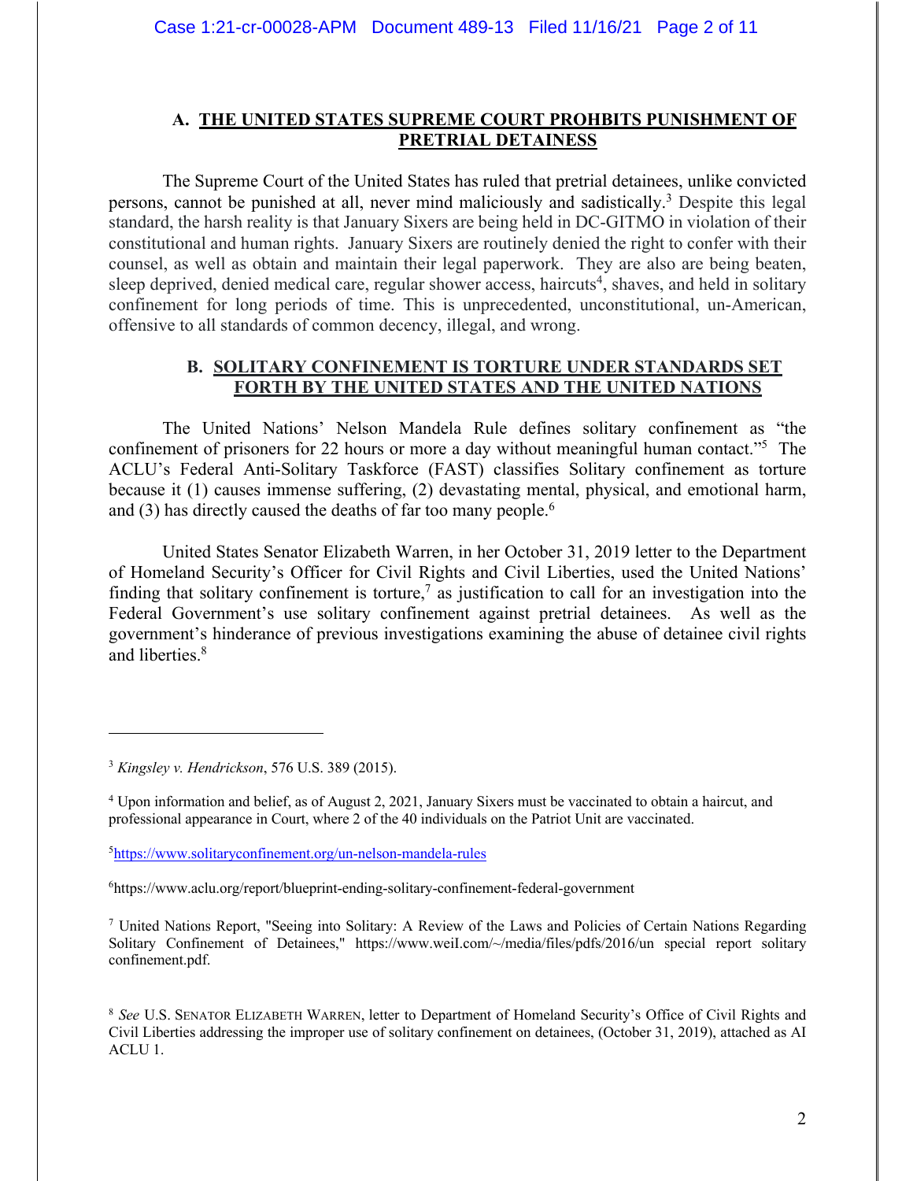## A. THE UNITED STATES SUPREME COURT PROHIBITS PUNISHMENT OF PRETRIAL DETAINESS

The Supreme Court of the United States has ruled that pretrial detainees, unlike convicted persons, cannot be punished at all, never mind maliciously and sadistically.[3] Despite this legal standard, the harsh reality is that January Sixers are being held in DC-GITMO in violation of their constitutional and human rights. January Sixers are routinely denied the right to confer with their counsel, as well as obtain and maintain their legal paperwork. They are also are being beaten, sleep deprived, denied medical care, regular shower access, haircuts[4], shaves, and held in solitary confinement for long periods of time. This is unprecedented, unconstitutional, un-American, offensive to all standards of common decency, illegal, and wrong.

## B. SOLITARY CONFINEMENT IS TORTURE UNDER STANDARDS SET FORTH BY THE UNITED STATES AND THE UNITED NATIONS

The United Nations' Nelson Mandela Rule defines solitary confinement as "the confinement of prisoners for 22 hours or more a day without meaningful human contact."[5] The ACLU's Federal Anti-Solitary Taskforce (FAST) classifies Solitary confinement as torture because it (1) causes immense suffering, (2) devastating mental, physical, and emotional harm, and (3) has directly caused the deaths of far too many people.[6]

United States Senator Elizabeth Warren, in her October 31, 2019 letter to the Department of Homeland Security's Officer for Civil Rights and Civil Liberties, used the United Nations' finding that solitary confinement is torture,[7] as justification to call for an investigation into the Federal Government's use solitary confinement against pretrial detainees. As well as the government's hinderance of previous investigations examining the abuse of detainee civil rights and liberties.[8]

---

[3] *Kingsley v. Hendrickson*, 576 U.S. 389 (2015).

[4] Upon information and belief, as of August 2, 2021, January Sixers must be vaccinated to obtain a haircut, and professional appearance in Court, where 2 of the 40 individuals on the Patriot Unit are vaccinated.

[5] https://www.solitaryconfinement.org/un-nelson-mandela-rules

[6] https://www.aclu.org/report/blueprint-ending-solitary-confinement-federal-government

[7] United Nations Report, "Seeing into Solitary: A Review of the Laws and Policies of Certain Nations Regarding Solitary Confinement of Detainees," https://www.weil.com/~/media/files/pdfs/2016/un special report solitary confinement.pdf.

[8] *See* U.S. SENATOR ELIZABETH WARREN, letter to Department of Homeland Security's Office of Civil Rights and Civil Liberties addressing the improper use of solitary confinement on detainees, (October 31, 2019), attached as AI ACLU 1.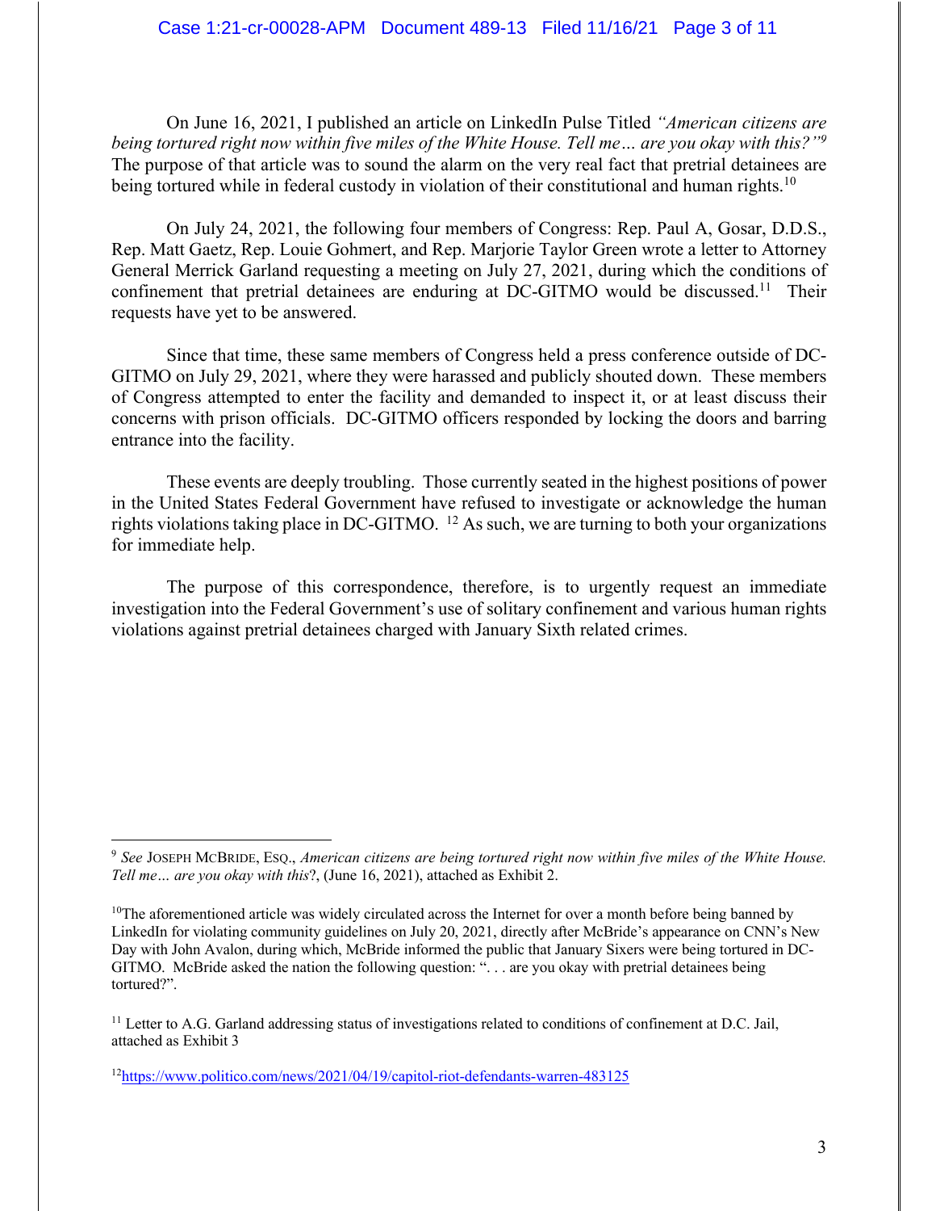On June 16, 2021, I published an article on LinkedIn Pulse Titled *"American citizens are being tortured right now within five miles of the White House. Tell me… are you okay with this?"*[9] The purpose of that article was to sound the alarm on the very real fact that pretrial detainees are being tortured while in federal custody in violation of their constitutional and human rights.[10]

On July 24, 2021, the following four members of Congress: Rep. Paul A, Gosar, D.D.S., Rep. Matt Gaetz, Rep. Louie Gohmert, and Rep. Marjorie Taylor Green wrote a letter to Attorney General Merrick Garland requesting a meeting on July 27, 2021, during which the conditions of confinement that pretrial detainees are enduring at DC-GITMO would be discussed.[11] Their requests have yet to be answered.

Since that time, these same members of Congress held a press conference outside of DC-GITMO on July 29, 2021, where they were harassed and publicly shouted down. These members of Congress attempted to enter the facility and demanded to inspect it, or at least discuss their concerns with prison officials. DC-GITMO officers responded by locking the doors and barring entrance into the facility.

These events are deeply troubling. Those currently seated in the highest positions of power in the United States Federal Government have refused to investigate or acknowledge the human rights violations taking place in DC-GITMO. [12] As such, we are turning to both your organizations for immediate help.

The purpose of this correspondence, therefore, is to urgently request an immediate investigation into the Federal Government's use of solitary confinement and various human rights violations against pretrial detainees charged with January Sixth related crimes.

---

[9] *See* JOSEPH MCBRIDE, ESQ., *American citizens are being tortured right now within five miles of the White House. Tell me… are you okay with this*?, (June 16, 2021), attached as Exhibit 2.

[10] The aforementioned article was widely circulated across the Internet for over a month before being banned by LinkedIn for violating community guidelines on July 20, 2021, directly after McBride's appearance on CNN's New Day with John Avalon, during which, McBride informed the public that January Sixers were being tortured in DC-GITMO. McBride asked the nation the following question: ". . . are you okay with pretrial detainees being tortured?".

[11] Letter to A.G. Garland addressing status of investigations related to conditions of confinement at D.C. Jail, attached as Exhibit 3

[12] https://www.politico.com/news/2021/04/19/capitol-riot-defendants-warren-483125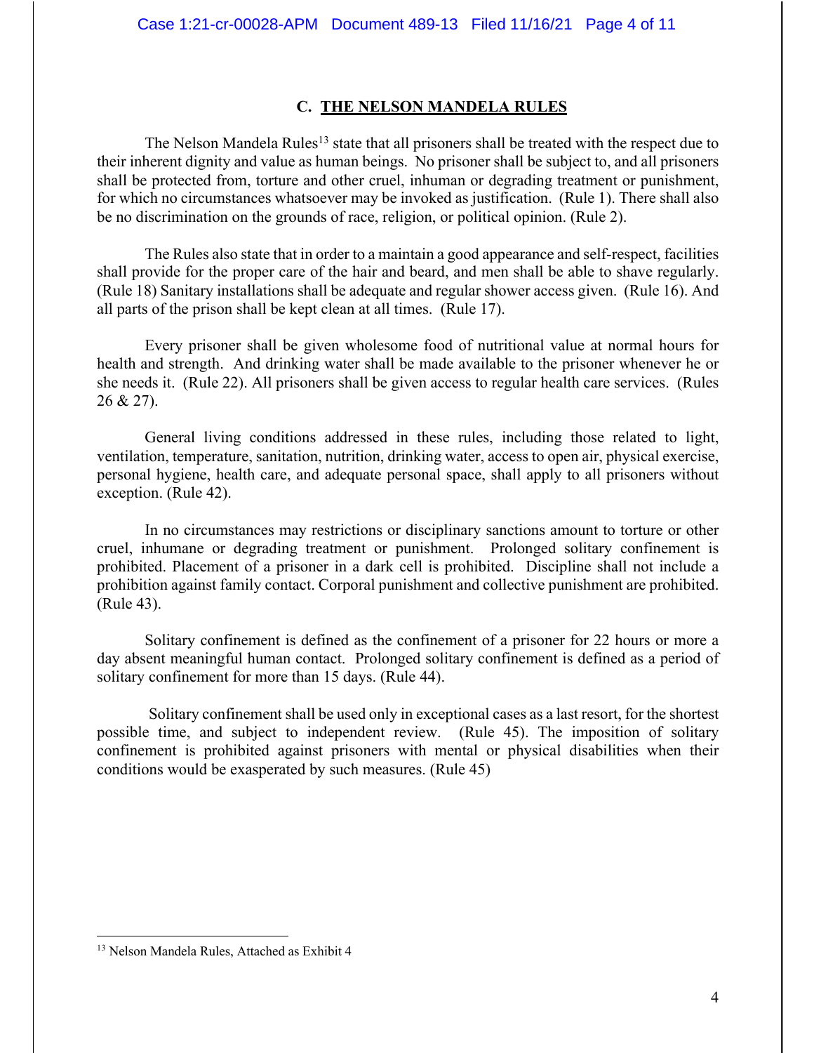### C. THE NELSON MANDELA RULES

The Nelson Mandela Rules[13] state that all prisoners shall be treated with the respect due to their inherent dignity and value as human beings. No prisoner shall be subject to, and all prisoners shall be protected from, torture and other cruel, inhuman or degrading treatment or punishment, for which no circumstances whatsoever may be invoked as justification. (Rule 1). There shall also be no discrimination on the grounds of race, religion, or political opinion. (Rule 2).

The Rules also state that in order to a maintain a good appearance and self-respect, facilities shall provide for the proper care of the hair and beard, and men shall be able to shave regularly. (Rule 18) Sanitary installations shall be adequate and regular shower access given. (Rule 16). And all parts of the prison shall be kept clean at all times. (Rule 17).

Every prisoner shall be given wholesome food of nutritional value at normal hours for health and strength. And drinking water shall be made available to the prisoner whenever he or she needs it. (Rule 22). All prisoners shall be given access to regular health care services. (Rules 26 & 27).

General living conditions addressed in these rules, including those related to light, ventilation, temperature, sanitation, nutrition, drinking water, access to open air, physical exercise, personal hygiene, health care, and adequate personal space, shall apply to all prisoners without exception. (Rule 42).

In no circumstances may restrictions or disciplinary sanctions amount to torture or other cruel, inhumane or degrading treatment or punishment. Prolonged solitary confinement is prohibited. Placement of a prisoner in a dark cell is prohibited. Discipline shall not include a prohibition against family contact. Corporal punishment and collective punishment are prohibited. (Rule 43).

Solitary confinement is defined as the confinement of a prisoner for 22 hours or more a day absent meaningful human contact. Prolonged solitary confinement is defined as a period of solitary confinement for more than 15 days. (Rule 44).

Solitary confinement shall be used only in exceptional cases as a last resort, for the shortest possible time, and subject to independent review. (Rule 45). The imposition of solitary confinement is prohibited against prisoners with mental or physical disabilities when their conditions would be exasperated by such measures. (Rule 45)

---

[13] Nelson Mandela Rules, Attached as Exhibit 4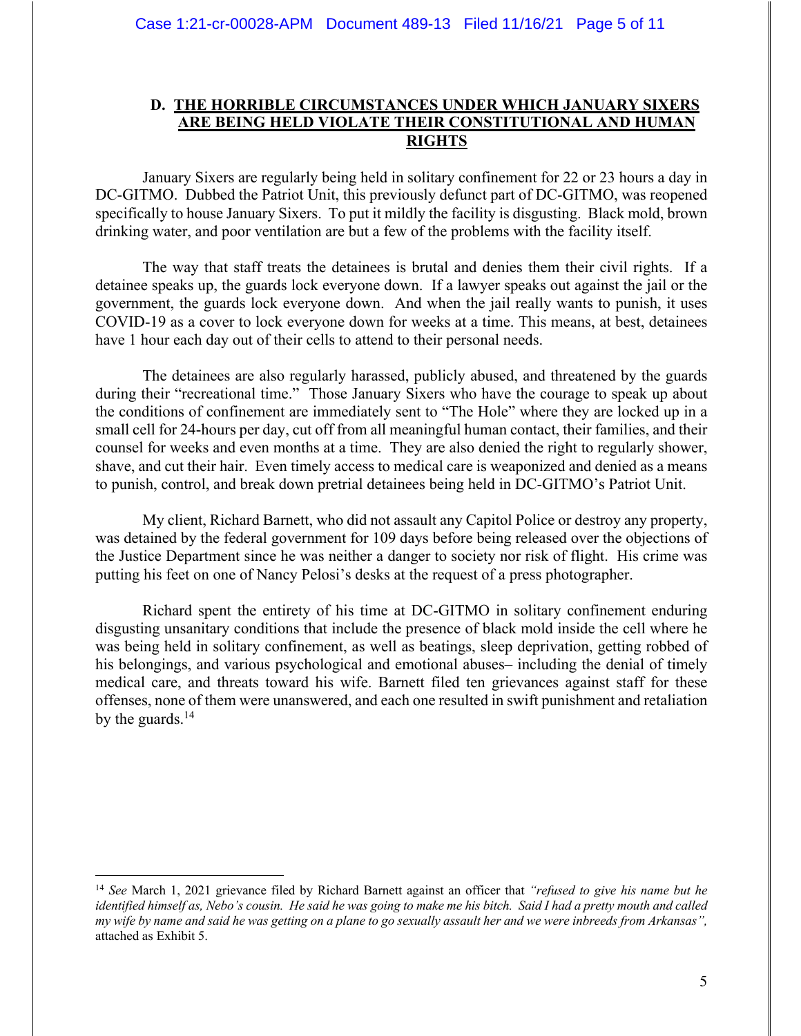## D. THE HORRIBLE CIRCUMSTANCES UNDER WHICH JANUARY SIXERS ARE BEING HELD VIOLATE THEIR CONSTITUTIONAL AND HUMAN RIGHTS

January Sixers are regularly being held in solitary confinement for 22 or 23 hours a day in DC-GITMO. Dubbed the Patriot Unit, this previously defunct part of DC-GITMO, was reopened specifically to house January Sixers. To put it mildly the facility is disgusting. Black mold, brown drinking water, and poor ventilation are but a few of the problems with the facility itself.

The way that staff treats the detainees is brutal and denies them their civil rights. If a detainee speaks up, the guards lock everyone down. If a lawyer speaks out against the jail or the government, the guards lock everyone down. And when the jail really wants to punish, it uses COVID-19 as a cover to lock everyone down for weeks at a time. This means, at best, detainees have 1 hour each day out of their cells to attend to their personal needs.

The detainees are also regularly harassed, publicly abused, and threatened by the guards during their "recreational time." Those January Sixers who have the courage to speak up about the conditions of confinement are immediately sent to "The Hole" where they are locked up in a small cell for 24-hours per day, cut off from all meaningful human contact, their families, and their counsel for weeks and even months at a time. They are also denied the right to regularly shower, shave, and cut their hair. Even timely access to medical care is weaponized and denied as a means to punish, control, and break down pretrial detainees being held in DC-GITMO's Patriot Unit.

My client, Richard Barnett, who did not assault any Capitol Police or destroy any property, was detained by the federal government for 109 days before being released over the objections of the Justice Department since he was neither a danger to society nor risk of flight. His crime was putting his feet on one of Nancy Pelosi's desks at the request of a press photographer.

Richard spent the entirety of his time at DC-GITMO in solitary confinement enduring disgusting unsanitary conditions that include the presence of black mold inside the cell where he was being held in solitary confinement, as well as beatings, sleep deprivation, getting robbed of his belongings, and various psychological and emotional abuses– including the denial of timely medical care, and threats toward his wife. Barnett filed ten grievances against staff for these offenses, none of them were unanswered, and each one resulted in swift punishment and retaliation by the guards.[14]

---

[14] *See* March 1, 2021 grievance filed by Richard Barnett against an officer that *"refused to give his name but he identified himself as, Nebo's cousin. He said he was going to make me his bitch. Said I had a pretty mouth and called my wife by name and said he was getting on a plane to go sexually assault her and we were inbreeds from Arkansas",* attached as Exhibit 5.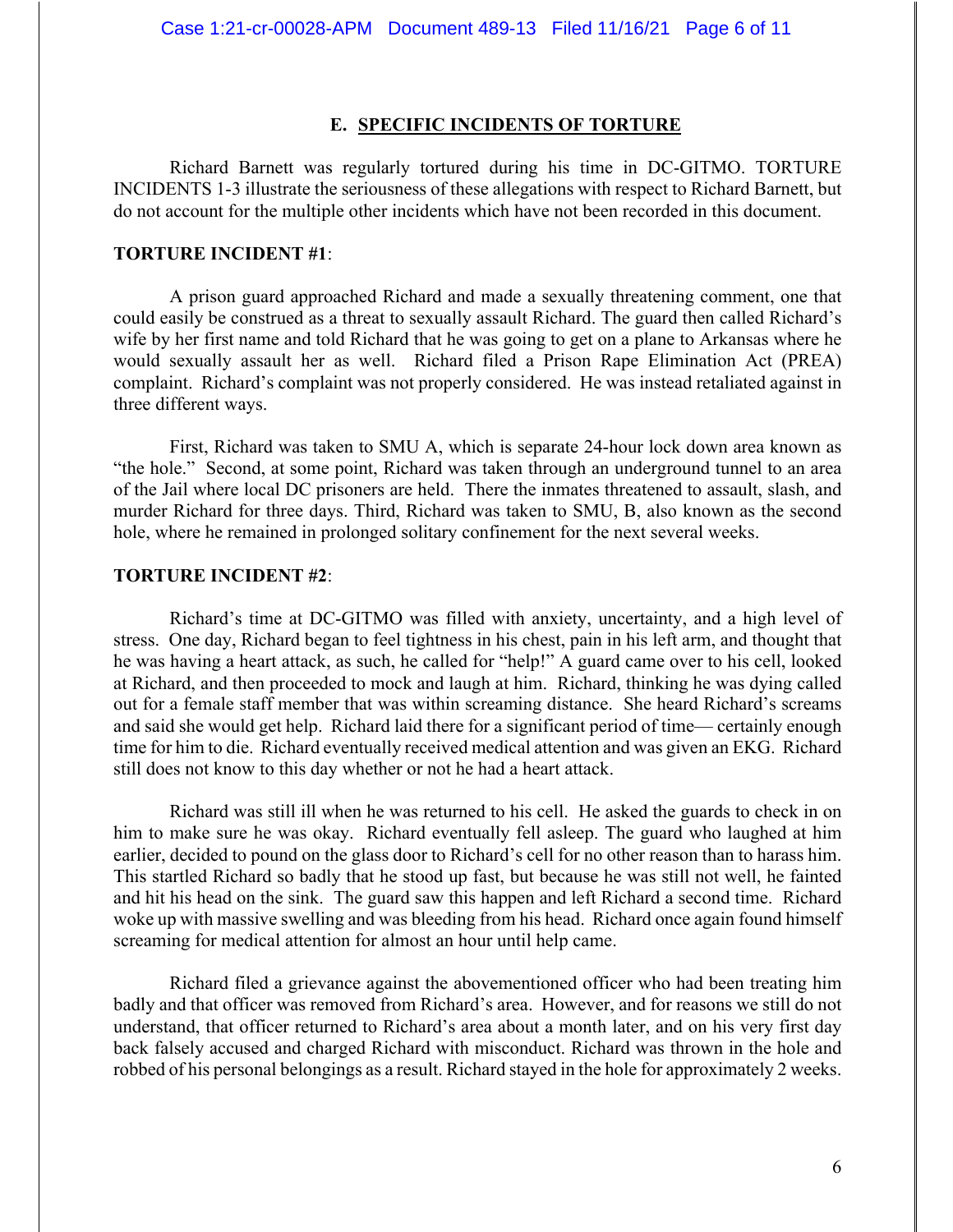### E. SPECIFIC INCIDENTS OF TORTURE

Richard Barnett was regularly tortured during his time in DC-GITMO. TORTURE INCIDENTS 1-3 illustrate the seriousness of these allegations with respect to Richard Barnett, but do not account for the multiple other incidents which have not been recorded in this document.

**TORTURE INCIDENT #1**:

A prison guard approached Richard and made a sexually threatening comment, one that could easily be construed as a threat to sexually assault Richard. The guard then called Richard's wife by her first name and told Richard that he was going to get on a plane to Arkansas where he would sexually assault her as well. Richard filed a Prison Rape Elimination Act (PREA) complaint. Richard's complaint was not properly considered. He was instead retaliated against in three different ways.

First, Richard was taken to SMU A, which is separate 24-hour lock down area known as "the hole." Second, at some point, Richard was taken through an underground tunnel to an area of the Jail where local DC prisoners are held. There the inmates threatened to assault, slash, and murder Richard for three days. Third, Richard was taken to SMU, B, also known as the second hole, where he remained in prolonged solitary confinement for the next several weeks.

**TORTURE INCIDENT #2**:

Richard's time at DC-GITMO was filled with anxiety, uncertainty, and a high level of stress. One day, Richard began to feel tightness in his chest, pain in his left arm, and thought that he was having a heart attack, as such, he called for "help!" A guard came over to his cell, looked at Richard, and then proceeded to mock and laugh at him. Richard, thinking he was dying called out for a female staff member that was within screaming distance. She heard Richard's screams and said she would get help. Richard laid there for a significant period of time— certainly enough time for him to die. Richard eventually received medical attention and was given an EKG. Richard still does not know to this day whether or not he had a heart attack.

Richard was still ill when he was returned to his cell. He asked the guards to check in on him to make sure he was okay. Richard eventually fell asleep. The guard who laughed at him earlier, decided to pound on the glass door to Richard's cell for no other reason than to harass him. This startled Richard so badly that he stood up fast, but because he was still not well, he fainted and hit his head on the sink. The guard saw this happen and left Richard a second time. Richard woke up with massive swelling and was bleeding from his head. Richard once again found himself screaming for medical attention for almost an hour until help came.

Richard filed a grievance against the abovementioned officer who had been treating him badly and that officer was removed from Richard's area. However, and for reasons we still do not understand, that officer returned to Richard's area about a month later, and on his very first day back falsely accused and charged Richard with misconduct. Richard was thrown in the hole and robbed of his personal belongings as a result. Richard stayed in the hole for approximately 2 weeks.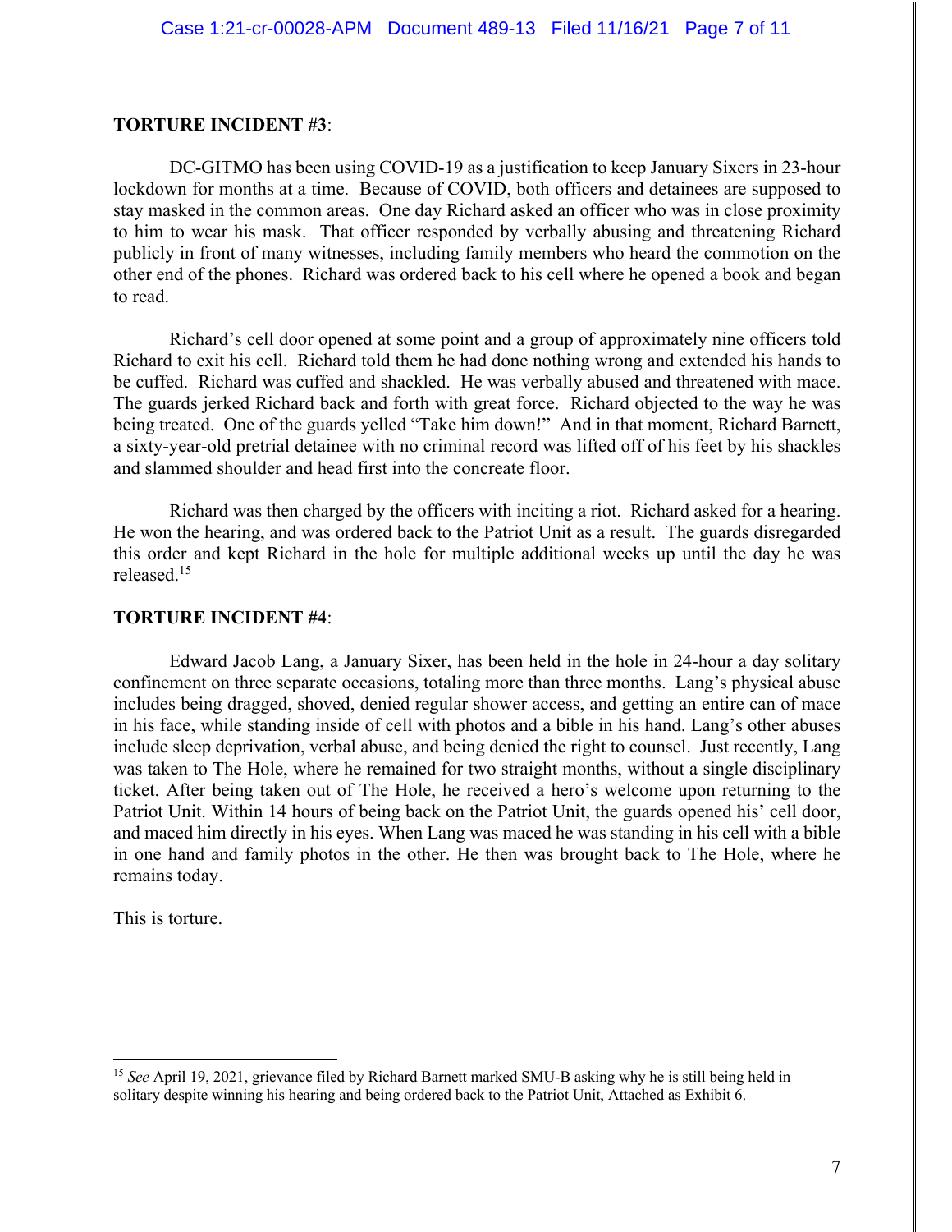**TORTURE INCIDENT #3**:

DC-GITMO has been using COVID-19 as a justification to keep January Sixers in 23-hour lockdown for months at a time. Because of COVID, both officers and detainees are supposed to stay masked in the common areas. One day Richard asked an officer who was in close proximity to him to wear his mask. That officer responded by verbally abusing and threatening Richard publicly in front of many witnesses, including family members who heard the commotion on the other end of the phones. Richard was ordered back to his cell where he opened a book and began to read.

Richard's cell door opened at some point and a group of approximately nine officers told Richard to exit his cell. Richard told them he had done nothing wrong and extended his hands to be cuffed. Richard was cuffed and shackled. He was verbally abused and threatened with mace. The guards jerked Richard back and forth with great force. Richard objected to the way he was being treated. One of the guards yelled "Take him down!" And in that moment, Richard Barnett, a sixty-year-old pretrial detainee with no criminal record was lifted off of his feet by his shackles and slammed shoulder and head first into the concreate floor.

Richard was then charged by the officers with inciting a riot. Richard asked for a hearing. He won the hearing, and was ordered back to the Patriot Unit as a result. The guards disregarded this order and kept Richard in the hole for multiple additional weeks up until the day he was released.[15]

**TORTURE INCIDENT #4**:

Edward Jacob Lang, a January Sixer, has been held in the hole in 24-hour a day solitary confinement on three separate occasions, totaling more than three months. Lang's physical abuse includes being dragged, shoved, denied regular shower access, and getting an entire can of mace in his face, while standing inside of cell with photos and a bible in his hand. Lang's other abuses include sleep deprivation, verbal abuse, and being denied the right to counsel. Just recently, Lang was taken to The Hole, where he remained for two straight months, without a single disciplinary ticket. After being taken out of The Hole, he received a hero's welcome upon returning to the Patriot Unit. Within 14 hours of being back on the Patriot Unit, the guards opened his' cell door, and maced him directly in his eyes. When Lang was maced he was standing in his cell with a bible in one hand and family photos in the other. He then was brought back to The Hole, where he remains today.

This is torture.

---

[15] *See* April 19, 2021, grievance filed by Richard Barnett marked SMU-B asking why he is still being held in solitary despite winning his hearing and being ordered back to the Patriot Unit, Attached as Exhibit 6.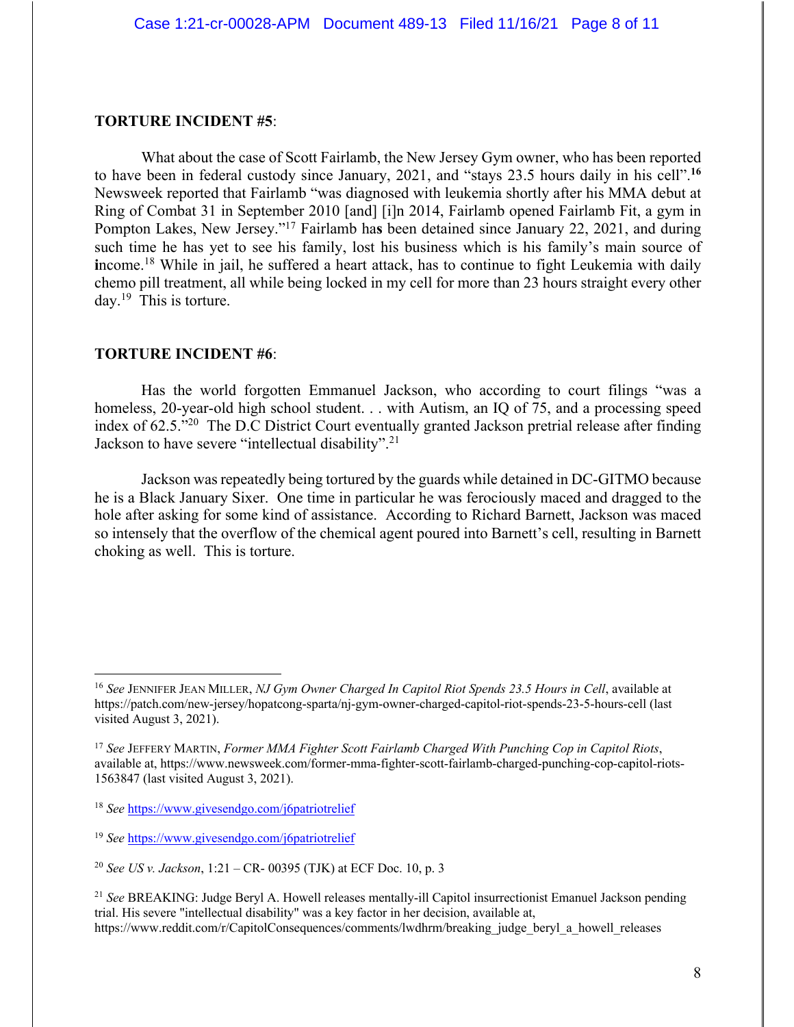**TORTURE INCIDENT #5**:

What about the case of Scott Fairlamb, the New Jersey Gym owner, who has been reported to have been in federal custody since January, 2021, and "stays 23.5 hours daily in his cell".[16] Newsweek reported that Fairlamb "was diagnosed with leukemia shortly after his MMA debut at Ring of Combat 31 in September 2010 [and] [i]n 2014, Fairlamb opened Fairlamb Fit, a gym in Pompton Lakes, New Jersey."[17] Fairlamb has been detained since January 22, 2021, and during such time he has yet to see his family, lost his business which is his family's main source of income.[18] While in jail, he suffered a heart attack, has to continue to fight Leukemia with daily chemo pill treatment, all while being locked in my cell for more than 23 hours straight every other day.[19] This is torture.

**TORTURE INCIDENT #6**:

Has the world forgotten Emmanuel Jackson, who according to court filings "was a homeless, 20-year-old high school student. . . with Autism, an IQ of 75, and a processing speed index of 62.5."[20] The D.C District Court eventually granted Jackson pretrial release after finding Jackson to have severe "intellectual disability".[21]

Jackson was repeatedly being tortured by the guards while detained in DC-GITMO because he is a Black January Sixer. One time in particular he was ferociously maced and dragged to the hole after asking for some kind of assistance. According to Richard Barnett, Jackson was maced so intensely that the overflow of the chemical agent poured into Barnett's cell, resulting in Barnett choking as well. This is torture.

---

[16] *See* JENNIFER JEAN MILLER, *NJ Gym Owner Charged In Capitol Riot Spends 23.5 Hours in Cell*, available at https://patch.com/new-jersey/hopatcong-sparta/nj-gym-owner-charged-capitol-riot-spends-23-5-hours-cell (last visited August 3, 2021).

[17] *See* JEFFERY MARTIN, *Former MMA Fighter Scott Fairlamb Charged With Punching Cop in Capitol Riots*, available at, https://www.newsweek.com/former-mma-fighter-scott-fairlamb-charged-punching-cop-capitol-riots-1563847 (last visited August 3, 2021).

[18] *See* https://www.givesendgo.com/j6patriotrelief

[19] *See* https://www.givesendgo.com/j6patriotrelief

[20] *See US v. Jackson*, 1:21 – CR- 00395 (TJK) at ECF Doc. 10, p. 3

[21] *See* BREAKING: Judge Beryl A. Howell releases mentally-ill Capitol insurrectionist Emanuel Jackson pending trial. His severe "intellectual disability" was a key factor in her decision, available at, https://www.reddit.com/r/CapitolConsequences/comments/lwdhrm/breaking_judge_beryl_a_howell_releases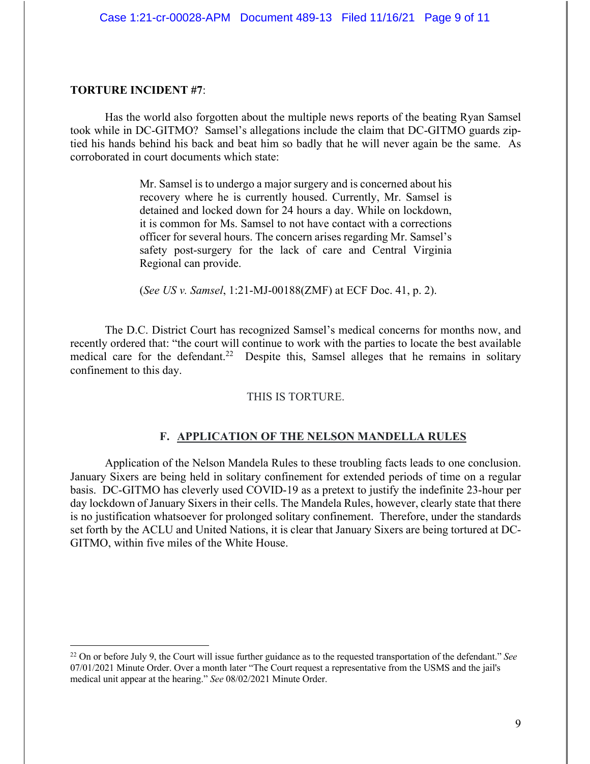**TORTURE INCIDENT #7**:

Has the world also forgotten about the multiple news reports of the beating Ryan Samsel took while in DC-GITMO? Samsel's allegations include the claim that DC-GITMO guards zip-tied his hands behind his back and beat him so badly that he will never again be the same. As corroborated in court documents which state:

> Mr. Samsel is to undergo a major surgery and is concerned about his recovery where he is currently housed. Currently, Mr. Samsel is detained and locked down for 24 hours a day. While on lockdown, it is common for Ms. Samsel to not have contact with a corrections officer for several hours. The concern arises regarding Mr. Samsel's safety post-surgery for the lack of care and Central Virginia Regional can provide.
>
> (*See US v. Samsel*, 1:21-MJ-00188(ZMF) at ECF Doc. 41, p. 2).

The D.C. District Court has recognized Samsel's medical concerns for months now, and recently ordered that: "the court will continue to work with the parties to locate the best available medical care for the defendant.[22] Despite this, Samsel alleges that he remains in solitary confinement to this day.

THIS IS TORTURE.

### F. APPLICATION OF THE NELSON MANDELLA RULES

Application of the Nelson Mandela Rules to these troubling facts leads to one conclusion. January Sixers are being held in solitary confinement for extended periods of time on a regular basis. DC-GITMO has cleverly used COVID-19 as a pretext to justify the indefinite 23-hour per day lockdown of January Sixers in their cells. The Mandela Rules, however, clearly state that there is no justification whatsoever for prolonged solitary confinement. Therefore, under the standards set forth by the ACLU and United Nations, it is clear that January Sixers are being tortured at DC-GITMO, within five miles of the White House.

---

[22] On or before July 9, the Court will issue further guidance as to the requested transportation of the defendant." *See* 07/01/2021 Minute Order. Over a month later "The Court request a representative from the USMS and the jail's medical unit appear at the hearing." *See* 08/02/2021 Minute Order.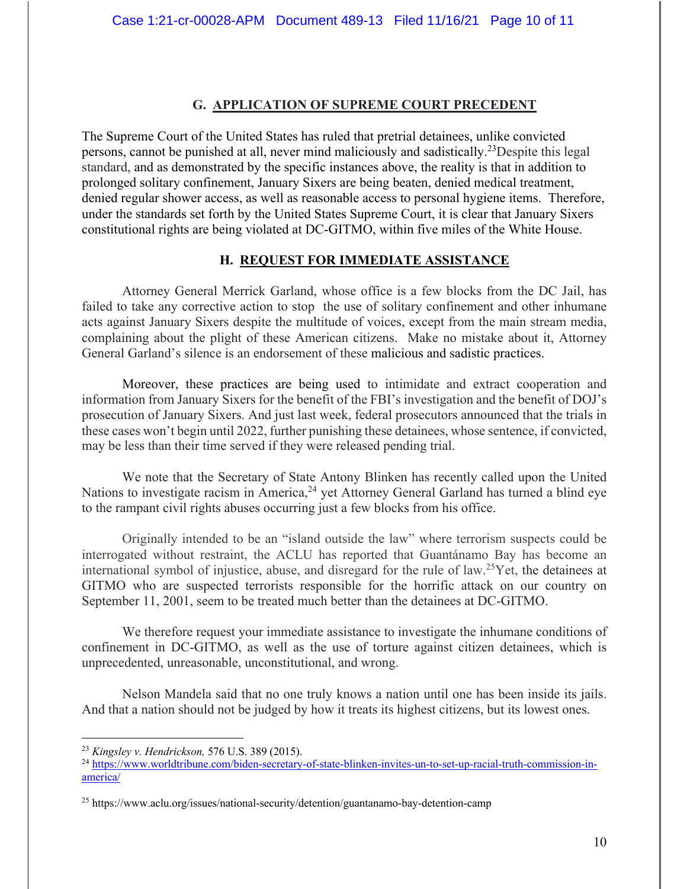### G. APPLICATION OF SUPREME COURT PRECEDENT

The Supreme Court of the United States has ruled that pretrial detainees, unlike convicted persons, cannot be punished at all, never mind maliciously and sadistically.[23]Despite this legal standard, and as demonstrated by the specific instances above, the reality is that in addition to prolonged solitary confinement, January Sixers are being beaten, denied medical treatment, denied regular shower access, as well as reasonable access to personal hygiene items. Therefore, under the standards set forth by the United States Supreme Court, it is clear that January Sixers constitutional rights are being violated at DC-GITMO, within five miles of the White House.

### H. REQUEST FOR IMMEDIATE ASSISTANCE

Attorney General Merrick Garland, whose office is a few blocks from the DC Jail, has failed to take any corrective action to stop the use of solitary confinement and other inhumane acts against January Sixers despite the multitude of voices, except from the main stream media, complaining about the plight of these American citizens. Make no mistake about it, Attorney General Garland's silence is an endorsement of these malicious and sadistic practices.

Moreover, these practices are being used to intimidate and extract cooperation and information from January Sixers for the benefit of the FBI's investigation and the benefit of DOJ's prosecution of January Sixers. And just last week, federal prosecutors announced that the trials in these cases won't begin until 2022, further punishing these detainees, whose sentence, if convicted, may be less than their time served if they were released pending trial.

We note that the Secretary of State Antony Blinken has recently called upon the United Nations to investigate racism in America,[24] yet Attorney General Garland has turned a blind eye to the rampant civil rights abuses occurring just a few blocks from his office.

Originally intended to be an "island outside the law" where terrorism suspects could be interrogated without restraint, the ACLU has reported that Guantánamo Bay has become an international symbol of injustice, abuse, and disregard for the rule of law.[25]Yet, the detainees at GITMO who are suspected terrorists responsible for the horrific attack on our country on September 11, 2001, seem to be treated much better than the detainees at DC-GITMO.

We therefore request your immediate assistance to investigate the inhumane conditions of confinement in DC-GITMO, as well as the use of torture against citizen detainees, which is unprecedented, unreasonable, unconstitutional, and wrong.

Nelson Mandela said that no one truly knows a nation until one has been inside its jails. And that a nation should not be judged by how it treats its highest citizens, but its lowest ones.

---

[23] *Kingsley v. Hendrickson,* 576 U.S. 389 (2015).

[24] https://www.worldtribune.com/biden-secretary-of-state-blinken-invites-un-to-set-up-racial-truth-commission-in-america/

[25] https://www.aclu.org/issues/national-security/detention/guantanamo-bay-detention-camp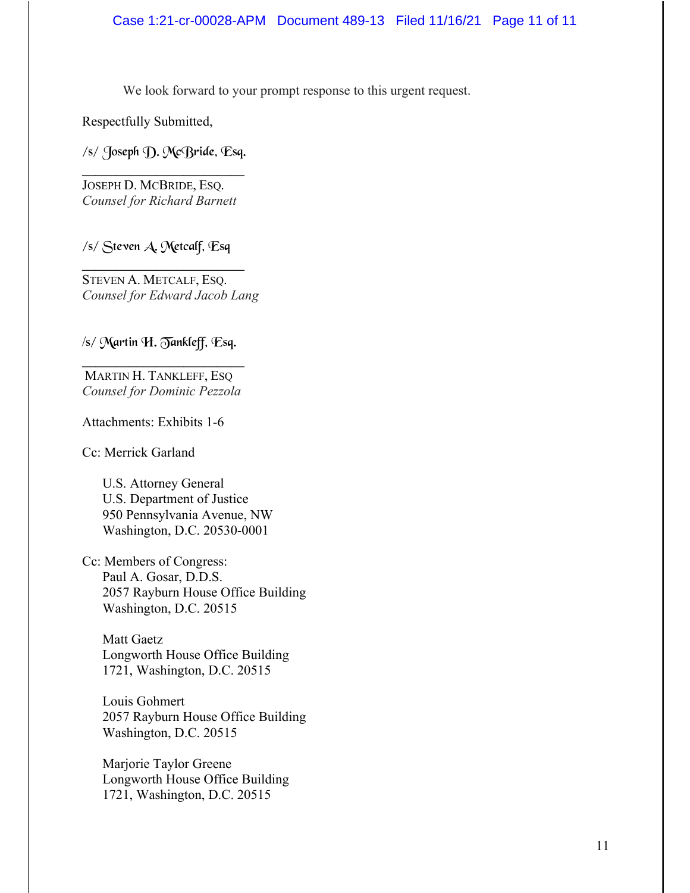We look forward to your prompt response to this urgent request.

Respectfully Submitted,

/s/ Joseph D. McBride, Esq.

JOSEPH D. MCBRIDE, ESQ.
*Counsel for Richard Barnett*

/s/ Steven A. Metcalf, Esq

STEVEN A. METCALF, ESQ.
*Counsel for Edward Jacob Lang*

/s/ Martin H. Tankleff, Esq.

MARTIN H. TANKLEFF, ESQ
*Counsel for Dominic Pezzola*

Attachments: Exhibits 1-6

Cc: Merrick Garland

U.S. Attorney General
U.S. Department of Justice
950 Pennsylvania Avenue, NW
Washington, D.C. 20530-0001

Cc: Members of Congress:
Paul A. Gosar, D.D.S.
2057 Rayburn House Office Building
Washington, D.C. 20515

Matt Gaetz
Longworth House Office Building
1721, Washington, D.C. 20515

Louis Gohmert
2057 Rayburn House Office Building
Washington, D.C. 20515

Marjorie Taylor Greene
Longworth House Office Building
1721, Washington, D.C. 20515